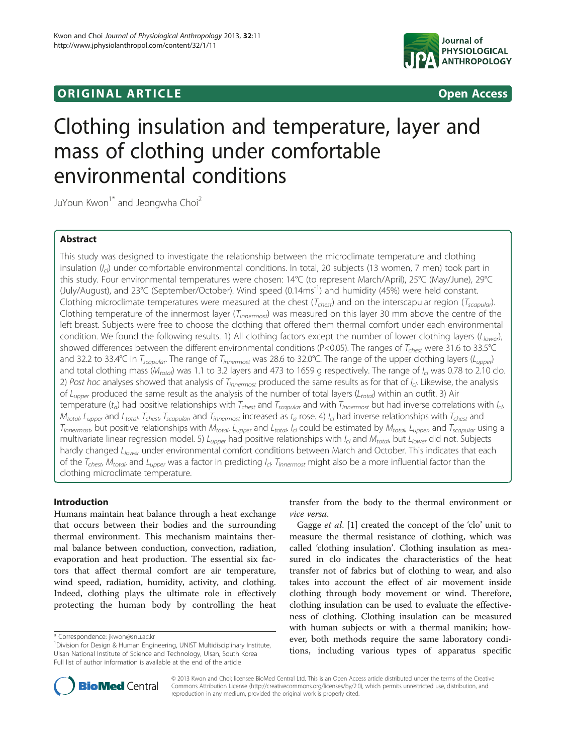**ORIGINAL ARTICLE** **Open Access**

# Clothing insulation and temperature, layer and mass of clothing under comfortable environmental conditions

JuYoun Kwon[1*] and Jeongwha Choi[2]

## Abstract

This study was designed to investigate the relationship between the microclimate temperature and clothing insulation ($I_{cl}$) under comfortable environmental conditions. In total, 20 subjects (13 women, 7 men) took part in this study. Four environmental temperatures were chosen: 14°C (to represent March/April), 25°C (May/June), 29°C (July/August), and 23°C (September/October). Wind speed (0.14ms$^{-1}$) and humidity (45%) were held constant. Clothing microclimate temperatures were measured at the chest ($T_{chest}$) and on the interscapular region ($T_{scapular}$). Clothing temperature of the innermost layer ($T_{innermost}$) was measured on this layer 30 mm above the centre of the left breast. Subjects were free to choose the clothing that offered them thermal comfort under each environmental condition. We found the following results. 1) All clothing factors except the number of lower clothing layers ($L_{lower}$), showed differences between the different environmental conditions ($P<0.05$). The ranges of $T_{chest}$ were 31.6 to 33.5°C and 32.2 to 33.4°C in $T_{scapular}$. The range of $T_{innermost}$ was 28.6 to 32.0°C. The range of the upper clothing layers ($L_{upper}$) and total clothing mass ($M_{total}$) was 1.1 to 3.2 layers and 473 to 1659 g respectively. The range of $I_{cl}$ was 0.78 to 2.10 clo. 2) *Post hoc* analyses showed that analysis of $T_{innermost}$ produced the same results as for that of $I_{cl}$. Likewise, the analysis of $L_{upper}$ produced the same result as the analysis of the number of total layers ($L_{total}$) within an outfit. 3) Air temperature ($t_a$) had positive relationships with $T_{chest}$ and $T_{scapular}$ and with $T_{innermost}$ but had inverse correlations with $I_{cl}$, $M_{total}$, $L_{upper}$ and $L_{total}$. $T_{chest}$, $T_{scapular}$, and $T_{innermost}$ increased as $t_a$ rose. 4) $I_{cl}$ had inverse relationships with $T_{chest}$ and $T_{innermost}$, but positive relationships with $M_{total}$, $L_{upper}$ and $L_{total}$. $I_{cl}$ could be estimated by $M_{total}$, $L_{upper}$, and $T_{scapular}$ using a multivariate linear regression model. 5) $L_{upper}$ had positive relationships with $I_{cl}$ and $M_{total}$, but $L_{lower}$ did not. Subjects hardly changed $L_{lower}$ under environmental comfort conditions between March and October. This indicates that each of the $T_{chest}$, $M_{total}$, and $L_{upper}$ was a factor in predicting $I_{cl}$. $T_{innermost}$ might also be a more influential factor than the clothing microclimate temperature.

## Introduction

Humans maintain heat balance through a heat exchange that occurs between their bodies and the surrounding thermal environment. This mechanism maintains thermal balance between conduction, convection, radiation, evaporation and heat production. The essential six factors that affect thermal comfort are air temperature, wind speed, radiation, humidity, activity, and clothing. Indeed, clothing plays the ultimate role in effectively protecting the human body by controlling the heat transfer from the body to the thermal environment or *vice versa*.

Gagge *et al*. [1] created the concept of the 'clo' unit to measure the thermal resistance of clothing, which was called 'clothing insulation'. Clothing insulation as measured in clo indicates the characteristics of the heat transfer not of fabrics but of clothing to wear, and also takes into account the effect of air movement inside clothing through body movement or wind. Therefore, clothing insulation can be used to evaluate the effectiveness of clothing. Clothing insulation can be measured with human subjects or with a thermal manikin; however, both methods require the same laboratory conditions, including various types of apparatus specific

\* Correspondence: jkwon@snu.ac.kr
[1]Division for Design & Human Engineering, UNIST Multidisciplinary Institute, Ulsan National Institute of Science and Technology, Ulsan, South Korea
Full list of author information is available at the end of the article

© 2013 Kwon and Choi; licensee BioMed Central Ltd. This is an Open Access article distributed under the terms of the Creative Commons Attribution License (http://creativecommons.org/licenses/by/2.0), which permits unrestricted use, distribution, and reproduction in any medium, provided the original work is properly cited.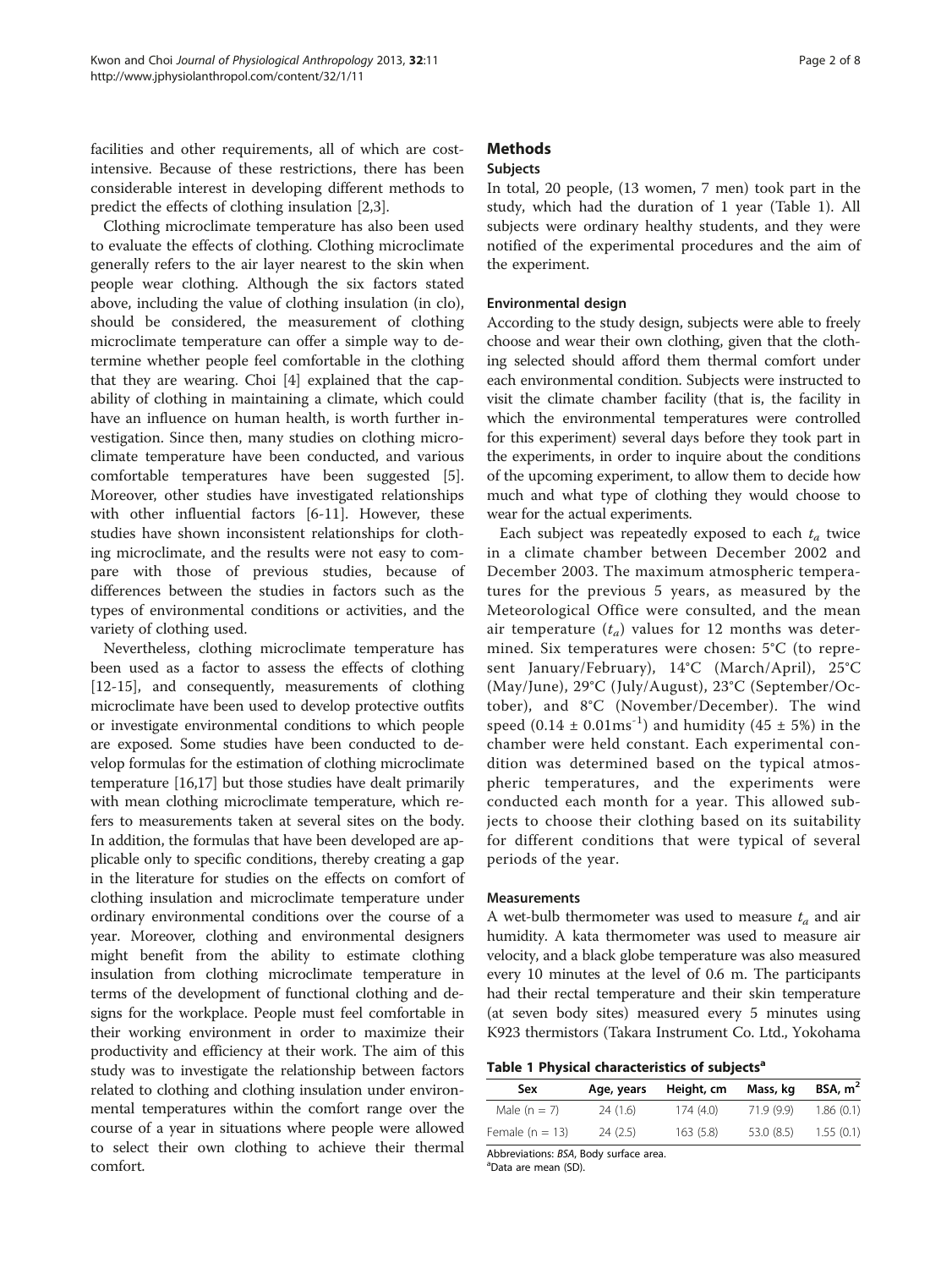facilities and other requirements, all of which are cost-intensive. Because of these restrictions, there has been considerable interest in developing different methods to predict the effects of clothing insulation [2,3].

Clothing microclimate temperature has also been used to evaluate the effects of clothing. Clothing microclimate generally refers to the air layer nearest to the skin when people wear clothing. Although the six factors stated above, including the value of clothing insulation (in clo), should be considered, the measurement of clothing microclimate temperature can offer a simple way to determine whether people feel comfortable in the clothing that they are wearing. Choi [4] explained that the capability of clothing in maintaining a climate, which could have an influence on human health, is worth further investigation. Since then, many studies on clothing microclimate temperature have been conducted, and various comfortable temperatures have been suggested [5]. Moreover, other studies have investigated relationships with other influential factors [6-11]. However, these studies have shown inconsistent relationships for clothing microclimate, and the results were not easy to compare with those of previous studies, because of differences between the studies in factors such as the types of environmental conditions or activities, and the variety of clothing used.

Nevertheless, clothing microclimate temperature has been used as a factor to assess the effects of clothing [12-15], and consequently, measurements of clothing microclimate have been used to develop protective outfits or investigate environmental conditions to which people are exposed. Some studies have been conducted to develop formulas for the estimation of clothing microclimate temperature [16,17] but those studies have dealt primarily with mean clothing microclimate temperature, which refers to measurements taken at several sites on the body. In addition, the formulas that have been developed are applicable only to specific conditions, thereby creating a gap in the literature for studies on the effects on comfort of clothing insulation and microclimate temperature under ordinary environmental conditions over the course of a year. Moreover, clothing and environmental designers might benefit from the ability to estimate clothing insulation from clothing microclimate temperature in terms of the development of functional clothing and designs for the workplace. People must feel comfortable in their working environment in order to maximize their productivity and efficiency at their work. The aim of this study was to investigate the relationship between factors related to clothing and clothing insulation under environmental temperatures within the comfort range over the course of a year in situations where people were allowed to select their own clothing to achieve their thermal comfort.

## Methods

### Subjects

In total, 20 people, (13 women, 7 men) took part in the study, which had the duration of 1 year (Table 1). All subjects were ordinary healthy students, and they were notified of the experimental procedures and the aim of the experiment.

### Environmental design

According to the study design, subjects were able to freely choose and wear their own clothing, given that the clothing selected should afford them thermal comfort under each environmental condition. Subjects were instructed to visit the climate chamber facility (that is, the facility in which the environmental temperatures were controlled for this experiment) several days before they took part in the experiments, in order to inquire about the conditions of the upcoming experiment, to allow them to decide how much and what type of clothing they would choose to wear for the actual experiments.

Each subject was repeatedly exposed to each $t_a$ twice in a climate chamber between December 2002 and December 2003. The maximum atmospheric temperatures for the previous 5 years, as measured by the Meteorological Office were consulted, and the mean air temperature ($t_a$) values for 12 months was determined. Six temperatures were chosen: 5°C (to represent January/February), 14°C (March/April), 25°C (May/June), 29°C (July/August), 23°C (September/October), and 8°C (November/December). The wind speed ($0.14 \pm 0.01 \mathrm{ms}^{-1}$) and humidity ($45 \pm 5\%$) in the chamber were held constant. Each experimental condition was determined based on the typical atmospheric temperatures, and the experiments were conducted each month for a year. This allowed subjects to choose their clothing based on its suitability for different conditions that were typical of several periods of the year.

### Measurements

A wet-bulb thermometer was used to measure $t_a$ and air humidity. A kata thermometer was used to measure air velocity, and a black globe temperature was also measured every 10 minutes at the level of 0.6 m. The participants had their rectal temperature and their skin temperature (at seven body sites) measured every 5 minutes using K923 thermistors (Takara Instrument Co. Ltd., Yokohama

**Table 1 Physical characteristics of subjects[a]**

| Sex | Age, years | Height, cm | Mass, kg | BSA, m$^2$ |
|---|---|---|---|---|
| Male (n = 7) | 24 (1.6) | 174 (4.0) | 71.9 (9.9) | 1.86 (0.1) |
| Female (n = 13) | 24 (2.5) | 163 (5.8) | 53.0 (8.5) | 1.55 (0.1) |

Abbreviations: *BSA*, Body surface area.
[a]Data are mean (SD).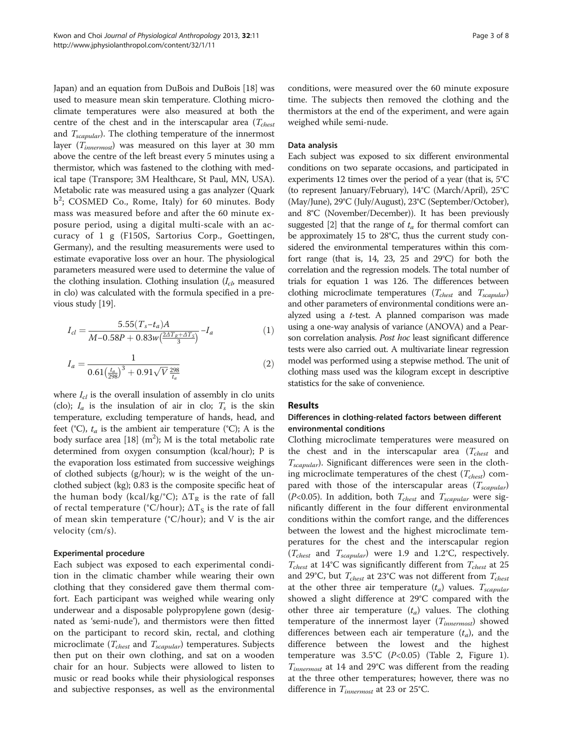Japan) and an equation from DuBois and DuBois [18] was used to measure mean skin temperature. Clothing microclimate temperatures were also measured at both the centre of the chest and in the interscapular area ($T_{chest}$ and $T_{scapular}$). The clothing temperature of the innermost layer ($T_{innermost}$) was measured on this layer at 30 mm above the centre of the left breast every 5 minutes using a thermistor, which was fastened to the clothing with medical tape (Transpore; 3M Healthcare, St Paul, MN, USA). Metabolic rate was measured using a gas analyzer (Quark b²; COSMED Co., Rome, Italy) for 60 minutes. Body mass was measured before and after the 60 minute exposure period, using a digital multi-scale with an accuracy of 1 g (F150S, Sartorius Corp., Goettingen, Germany), and the resulting measurements were used to estimate evaporative loss over an hour. The physiological parameters measured were used to determine the value of the clothing insulation. Clothing insulation ($I_{cl}$, measured in clo) was calculated with the formula specified in a previous study [19].

$$I_{cl} = \frac{5.55(T_s - t_a)A}{M - 0.58P + 0.83w\left(\frac{2\Delta T_R + \Delta T_S}{3}\right)} - I_a \tag{1}$$

$$I_a = \frac{1}{0.61\left(\frac{t_a}{298}\right)^3 + 0.91\sqrt{V}\,\frac{298}{t_a}} \tag{2}$$

where $I_{cl}$ is the overall insulation of assembly in clo units (clo); $I_a$ is the insulation of air in clo; $T_s$ is the skin temperature, excluding temperature of hands, head, and feet (°C), $t_a$ is the ambient air temperature (°C); A is the body surface area [18] (m$^2$); M is the total metabolic rate determined from oxygen consumption (kcal/hour); P is the evaporation loss estimated from successive weighings of clothed subjects (g/hour); w is the weight of the unclothed subject (kg); 0.83 is the composite specific heat of the human body (kcal/kg/°C); $\Delta T_R$ is the rate of fall of rectal temperature (°C/hour); $\Delta T_S$ is the rate of fall of mean skin temperature (°C/hour); and V is the air velocity (cm/s).

### Experimental procedure

Each subject was exposed to each experimental condition in the climatic chamber while wearing their own clothing that they considered gave them thermal comfort. Each participant was weighed while wearing only underwear and a disposable polypropylene gown (designated as 'semi-nude'), and thermistors were then fitted on the participant to record skin, rectal, and clothing microclimate ($T_{chest}$ and $T_{scapular}$) temperatures. Subjects then put on their own clothing, and sat on a wooden chair for an hour. Subjects were allowed to listen to music or read books while their physiological responses and subjective responses, as well as the environmental conditions, were measured over the 60 minute exposure time. The subjects then removed the clothing and the thermistors at the end of the experiment, and were again weighed while semi-nude.

### Data analysis

Each subject was exposed to six different environmental conditions on two separate occasions, and participated in experiments 12 times over the period of a year (that is, 5°C (to represent January/February), 14°C (March/April), 25°C (May/June), 29°C (July/August), 23°C (September/October), and 8°C (November/December)). It has been previously suggested [2] that the range of $t_a$ for thermal comfort can be approximately 15 to 28°C, thus the current study considered the environmental temperatures within this comfort range (that is, 14, 23, 25 and 29°C) for both the correlation and the regression models. The total number of trials for equation 1 was 126. The differences between clothing microclimate temperatures ($T_{chest}$ and $T_{scapular}$) and other parameters of environmental conditions were analyzed using a *t*-test. A planned comparison was made using a one-way analysis of variance (ANOVA) and a Pearson correlation analysis. *Post hoc* least significant difference tests were also carried out. A multivariate linear regression model was performed using a stepwise method. The unit of clothing mass used was the kilogram except in descriptive statistics for the sake of convenience.

## Results

### Differences in clothing-related factors between different environmental conditions

Clothing microclimate temperatures were measured on the chest and in the interscapular area ($T_{chest}$ and $T_{scapular}$). Significant differences were seen in the clothing microclimate temperatures of the chest ($T_{chest}$) compared with those of the interscapular areas ($T_{scapular}$) ($P<0.05$). In addition, both $T_{chest}$ and $T_{scapular}$ were significantly different in the four different environmental conditions within the comfort range, and the differences between the lowest and the highest microclimate temperatures for the chest and the interscapular region ($T_{chest}$ and $T_{scapular}$) were 1.9 and 1.2°C, respectively. $T_{chest}$ at 14°C was significantly different from $T_{chest}$ at 25 and 29°C, but $T_{chest}$ at 23°C was not different from $T_{chest}$ at the other three air temperature ($t_a$) values. $T_{scapular}$ showed a slight difference at 29°C compared with the other three air temperature ($t_a$) values. The clothing temperature of the innermost layer ($T_{innermost}$) showed differences between each air temperature ($t_a$), and the difference between the lowest and the highest temperature was 3.5°C ($P<0.05$) (Table 2, Figure 1). $T_{innermost}$ at 14 and 29°C was different from the reading at the three other temperatures; however, there was no difference in $T_{innermost}$ at 23 or 25°C.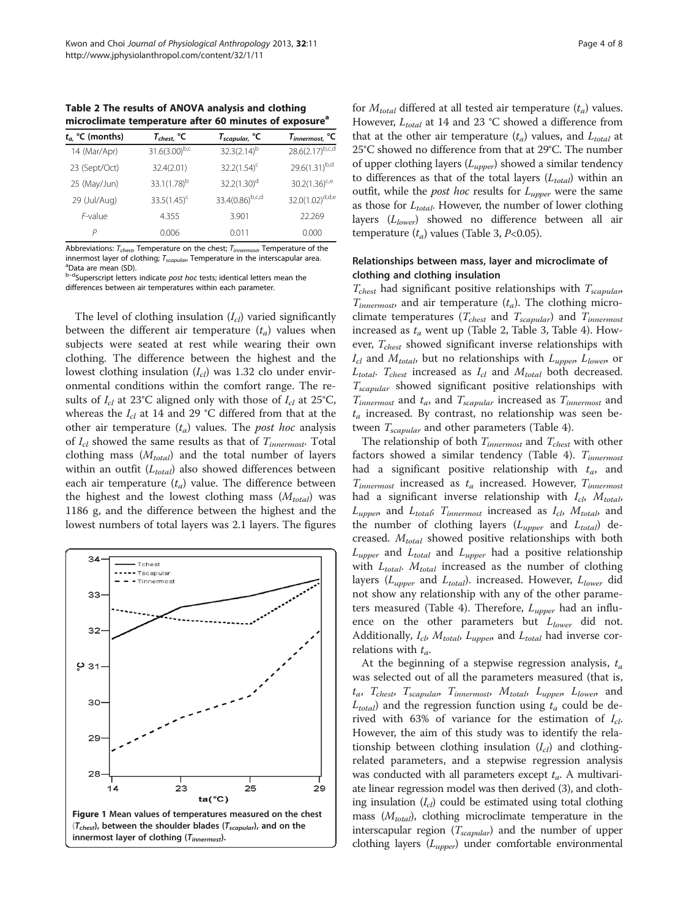**Table 2 The results of ANOVA analysis and clothing microclimate temperature after 60 minutes of exposure[a]**

| $t_a$, °C (months) | $T_{chest}$, °C | $T_{scapular}$, °C | $T_{innermost}$, °C |
|---|---|---|---|
| 14 (Mar/Apr) | 31.6(3.00)[b,c] | 32.3(2.14)[b] | 28.6(2.17)[b,c,d] |
| 23 (Sept/Oct) | 32.4(2.01) | 32.2(1.54)[c] | 29.6(1.31)[b,d] |
| 25 (May/Jun) | 33.1(1.78)[b] | 32.2(1.30)[d] | 30.2(1.36)[c,e] |
| 29 (Jul/Aug) | 33.5(1.45)[c] | 33.4(0.86)[b,c,d] | 32.0(1.02)[d,d,e] |
| *F*-value | 4.355 | 3.901 | 22.269 |
| *P* | 0.006 | 0.011 | 0.000 |

Abbreviations: $T_{chest}$, Temperature on the chest; $T_{innermost}$, Temperature of the innermost layer of clothing; $T_{scapular}$, Temperature in the interscapular area.
[a]Data are mean (SD).
[b–d]Superscript letters indicate *post hoc* tests; identical letters mean the differences between air temperatures within each parameter.

The level of clothing insulation ($I_{cl}$) varied significantly between the different air temperature ($t_a$) values when subjects were seated at rest while wearing their own clothing. The difference between the highest and the lowest clothing insulation ($I_{cl}$) was 1.32 clo under environmental conditions within the comfort range. The results of $I_{cl}$ at 23°C aligned only with that of $I_{cl}$ at 25°C, whereas the $I_{cl}$ at 14 and 29 °C differed from that at the other air temperature ($t_a$) values. The *post hoc* analysis of $I_{cl}$ showed the same results as that of $T_{innermost}$. Total clothing mass ($M_{total}$) and the total number of layers within an outfit ($L_{total}$) also showed differences between each air temperature ($t_a$) value. The difference between the highest and the lowest clothing mass ($M_{total}$) was 1186 g, and the difference between the highest and the lowest numbers of total layers was 2.1 layers. The figures

**Figure 1 Mean values of temperatures measured on the chest ($T_{chest}$), between the shoulder blades ($T_{scapular}$), and on the innermost layer of clothing ($T_{innermost}$).**

for $M_{total}$ differed at all tested air temperature ($t_a$) values. However, $L_{total}$ at 14 and 23 °C showed a difference from that at the other air temperature ($t_a$) values, and $L_{total}$ at 25°C showed no difference from that at 29°C. The number of upper clothing layers ($L_{upper}$) showed a similar tendency to differences as that of the total layers ($L_{total}$) within an outfit, while the *post hoc* results for $L_{upper}$ were the same as those for $L_{total}$. However, the number of lower clothing layers ($L_{lower}$) showed no difference between all air temperature ($t_a$) values (Table 3, $P$<0.05).

### Relationships between mass, layer and microclimate of clothing and clothing insulation

$T_{chest}$ had significant positive relationships with $T_{scapular}$, $T_{innermost}$, and air temperature ($t_a$). The clothing microclimate temperatures ($T_{chest}$ and $T_{scapular}$) and $T_{innermost}$ increased as $t_a$ went up (Table 2, Table 3, Table 4). However, $T_{chest}$ showed significant inverse relationships with $I_{cl}$ and $M_{total}$, but no relationships with $L_{upper}$, $L_{lower}$, or $L_{total}$. $T_{chest}$ increased as $I_{cl}$ and $M_{total}$ both decreased. $T_{scapular}$ showed significant positive relationships with $T_{innermost}$ and $t_a$, and $T_{scapular}$ increased as $T_{innermost}$ and $t_a$ increased. By contrast, no relationship was seen between $T_{scapular}$ and other parameters (Table 4).

The relationship of both $T_{innermost}$ and $T_{chest}$ with other factors showed a similar tendency (Table 4). $T_{innermost}$ had a significant positive relationship with $t_a$, and $T_{innermost}$ increased as $t_a$ increased. However, $T_{innermost}$ had a significant inverse relationship with $I_{cl}$, $M_{total}$, $L_{upper}$, and $L_{total}$; $T_{innermost}$ increased as $I_{cl}$, $M_{total}$, and the number of clothing layers ($L_{upper}$ and $L_{total}$) decreased. $M_{total}$ showed positive relationships with both $L_{upper}$ and $L_{total}$ and $L_{upper}$ had a positive relationship with $L_{total}$. $M_{total}$ increased as the number of clothing layers ($L_{upper}$ and $L_{total}$). increased. However, $L_{lower}$ did not show any relationship with any of the other parameters measured (Table 4). Therefore, $L_{upper}$ had an influence on the other parameters but $L_{lower}$ did not. Additionally, $I_{cl}$, $M_{total}$, $L_{upper}$, and $L_{total}$ had inverse correlations with $t_a$.

At the beginning of a stepwise regression analysis, $t_a$ was selected out of all the parameters measured (that is, $t_a$, $T_{chest}$, $T_{scapular}$, $T_{innermost}$, $M_{total}$, $L_{upper}$, $L_{lower}$, and $L_{total}$) and the regression function using $t_a$ could be derived with 63% of variance for the estimation of $I_{cl}$. However, the aim of this study was to identify the relationship between clothing insulation ($I_{cl}$) and clothing-related parameters, and a stepwise regression analysis was conducted with all parameters except $t_a$. A multivariate linear regression model was then derived (3), and clothing insulation ($I_{cl}$) could be estimated using total clothing mass ($M_{total}$), clothing microclimate temperature in the interscapular region ($T_{scapular}$) and the number of upper clothing layers ($L_{upper}$) under comfortable environmental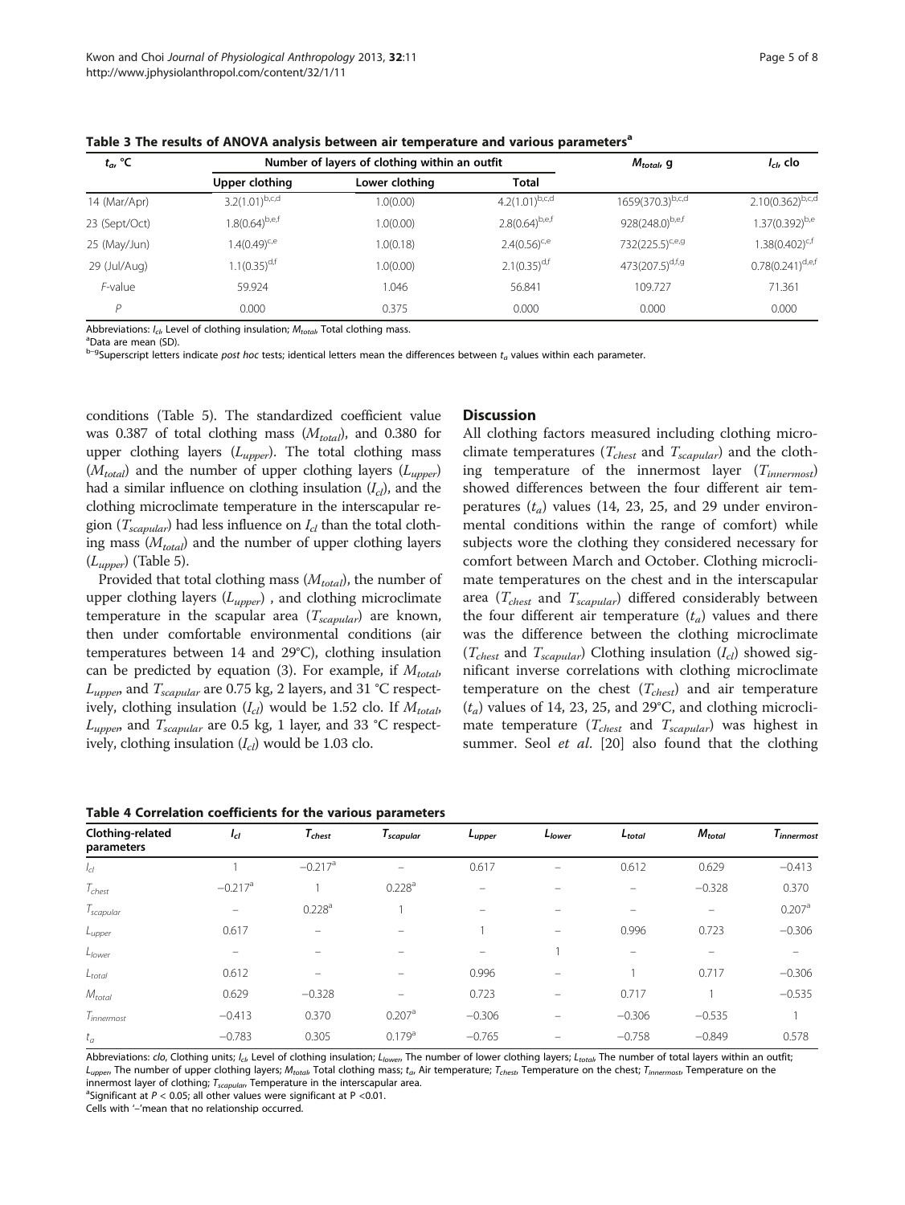**Table 3 The results of ANOVA analysis between air temperature and various parameters**[a]

| $t_a$, °C | Number of layers of clothing within an outfit | | | $M_{total}$, g | $I_{cl}$, clo |
|---|---|---|---|---|---|
| | Upper clothing | Lower clothing | Total | | |
| 14 (Mar/Apr) | 3.2(1.01)[b,c,d] | 1.0(0.00) | 4.2(1.01)[b,c,d] | 1659(370.3)[b,c,d] | 2.10(0.362)[b,c,d] |
| 23 (Sept/Oct) | 1.8(0.64)[b,e,f] | 1.0(0.00) | 2.8(0.64)[b,e,f] | 928(248.0)[b,e,f] | 1.37(0.392)[b,e] |
| 25 (May/Jun) | 1.4(0.49)[c,e] | 1.0(0.18) | 2.4(0.56)[c,e] | 732(225.5)[c,e,g] | 1.38(0.402)[c,f] |
| 29 (Jul/Aug) | 1.1(0.35)[d,f] | 1.0(0.00) | 2.1(0.35)[d,f] | 473(207.5)[d,f,g] | 0.78(0.241)[d,e,f] |
| *F*-value | 59.924 | 1.046 | 56.841 | 109.727 | 71.361 |
| *P* | 0.000 | 0.375 | 0.000 | 0.000 | 0.000 |

Abbreviations: $I_{cl}$, Level of clothing insulation; $M_{total}$, Total clothing mass.
[a]Data are mean (SD).
[b–g]Superscript letters indicate *post hoc* tests; identical letters mean the differences between $t_a$ values within each parameter.

conditions (Table 5). The standardized coefficient value was 0.387 of total clothing mass ($M_{total}$), and 0.380 for upper clothing layers ($L_{upper}$). The total clothing mass ($M_{total}$) and the number of upper clothing layers ($L_{upper}$) had a similar influence on clothing insulation ($I_{cl}$), and the clothing microclimate temperature in the interscapular region ($T_{scapular}$) had less influence on $I_{cl}$ than the total clothing mass ($M_{total}$) and the number of upper clothing layers ($L_{upper}$) (Table 5).

Provided that total clothing mass ($M_{total}$), the number of upper clothing layers ($L_{upper}$) , and clothing microclimate temperature in the scapular area ($T_{scapular}$) are known, then under comfortable environmental conditions (air temperatures between 14 and 29°C), clothing insulation can be predicted by equation (3). For example, if $M_{total}$, $L_{upper}$, and $T_{scapular}$ are 0.75 kg, 2 layers, and 31 °C respectively, clothing insulation ($I_{cl}$) would be 1.52 clo. If $M_{total}$, $L_{upper}$, and $T_{scapular}$ are 0.5 kg, 1 layer, and 33 °C respectively, clothing insulation ($I_{cl}$) would be 1.03 clo.

## Discussion

All clothing factors measured including clothing microclimate temperatures ($T_{chest}$ and $T_{scapular}$) and the clothing temperature of the innermost layer ($T_{innermost}$) showed differences between the four different air temperatures ($t_a$) values (14, 23, 25, and 29 under environmental conditions within the range of comfort) while subjects wore the clothing they considered necessary for comfort between March and October. Clothing microclimate temperatures on the chest and in the interscapular area ($T_{chest}$ and $T_{scapular}$) differed considerably between the four different air temperature ($t_a$) values and there was the difference between the clothing microclimate ($T_{chest}$ and $T_{scapular}$) Clothing insulation ($I_{cl}$) showed significant inverse correlations with clothing microclimate temperature on the chest ($T_{chest}$) and air temperature ($t_a$) values of 14, 23, 25, and 29°C, and clothing microclimate temperature ($T_{chest}$ and $T_{scapular}$) was highest in summer. Seol *et al.* [20] also found that the clothing

**Table 4 Correlation coefficients for the various parameters**

| Clothing-related parameters | $I_{cl}$ | $T_{chest}$ | $T_{scapular}$ | $L_{upper}$ | $L_{lower}$ | $L_{total}$ | $M_{total}$ | $T_{innermost}$ |
|---|---|---|---|---|---|---|---|---|
| $I_{cl}$ | 1 | −0.217[a] | – | 0.617 | – | 0.612 | 0.629 | −0.413 |
| $T_{chest}$ | −0.217[a] | 1 | 0.228[a] | – | – | – | −0.328 | 0.370 |
| $T_{scapular}$ | – | 0.228[a] | 1 | – | – | – | – | 0.207[a] |
| $L_{upper}$ | 0.617 | – | – | 1 | – | 0.996 | 0.723 | −0.306 |
| $L_{lower}$ | – | – | – | – | 1 | – | – | – |
| $L_{total}$ | 0.612 | – | – | 0.996 | – | 1 | 0.717 | −0.306 |
| $M_{total}$ | 0.629 | −0.328 | – | 0.723 | – | 0.717 | 1 | −0.535 |
| $T_{innermost}$ | −0.413 | 0.370 | 0.207[a] | −0.306 | – | −0.306 | −0.535 | 1 |
| $t_a$ | −0.783 | 0.305 | 0.179[a] | −0.765 | – | −0.758 | −0.849 | 0.578 |

Abbreviations: *clo*, Clothing units; $I_{cl}$, Level of clothing insulation; $L_{lower}$, The number of lower clothing layers; $L_{total}$, The number of total layers within an outfit; $L_{upper}$, The number of upper clothing layers; $M_{total}$, Total clothing mass; $t_a$, Air temperature; $T_{chest}$, Temperature on the chest; $T_{innermost}$, Temperature on the innermost layer of clothing; $T_{scapular}$, Temperature in the interscapular area.
[a]Significant at $P < 0.05$; all other values were significant at $P < 0.01$.
Cells with '–'mean that no relationship occurred.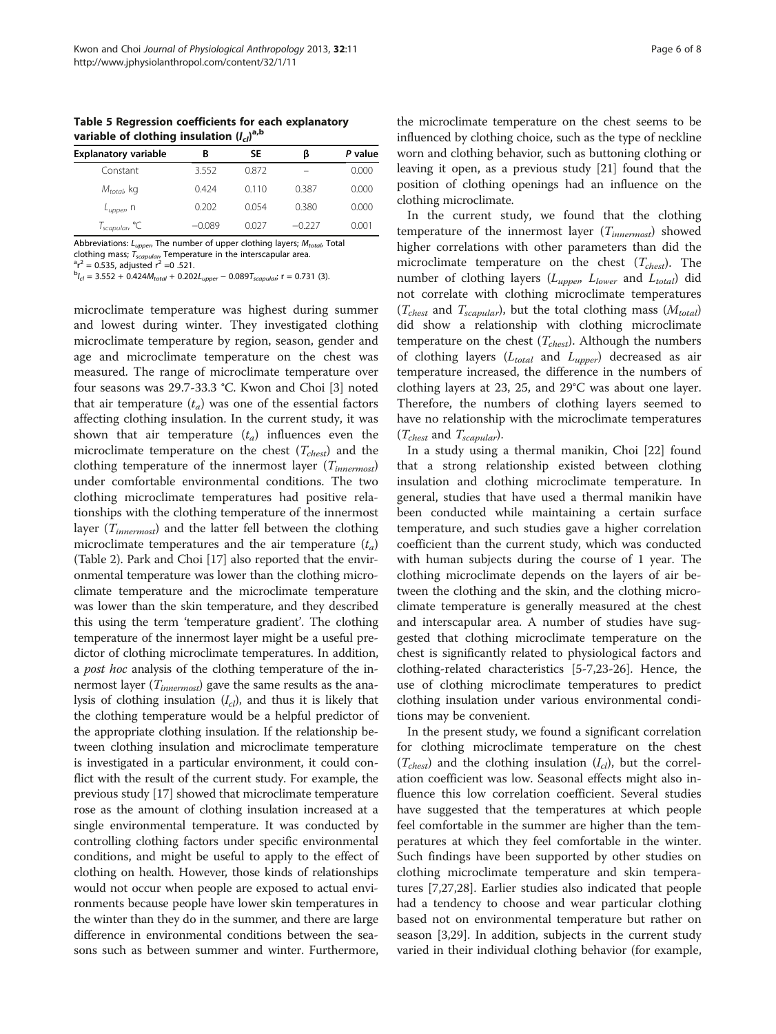**Table 5 Regression coefficients for each explanatory variable of clothing insulation ($I_{cl}$)[a,b]**

| Explanatory variable | B | SE | β | P value |
|---|---|---|---|---|
| Constant | 3.552 | 0.872 | – | 0.000 |
| $M_{total}$, kg | 0.424 | 0.110 | 0.387 | 0.000 |
| $L_{upper}$, n | 0.202 | 0.054 | 0.380 | 0.000 |
| $T_{scapular}$, °C | −0.089 | 0.027 | −0.227 | 0.001 |

Abbreviations: $L_{upper}$, The number of upper clothing layers; $M_{total}$, Total clothing mass; $T_{scapular}$, Temperature in the interscapular area.
[a] $r^2 = 0.535$, adjusted $r^2 = 0.521$.
[b] $I_{cl} = 3.552 + 0.424M_{total} + 0.202L_{upper} - 0.089T_{scapular}$; r = 0.731 (3).

microclimate temperature was highest during summer and lowest during winter. They investigated clothing microclimate temperature by region, season, gender and age and microclimate temperature on the chest was measured. The range of microclimate temperature over four seasons was 29.7-33.3 °C. Kwon and Choi [3] noted that air temperature ($t_a$) was one of the essential factors affecting clothing insulation. In the current study, it was shown that air temperature ($t_a$) influences even the microclimate temperature on the chest ($T_{chest}$) and the clothing temperature of the innermost layer ($T_{innermost}$) under comfortable environmental conditions. The two clothing microclimate temperatures had positive relationships with the clothing temperature of the innermost layer ($T_{innermost}$) and the latter fell between the clothing microclimate temperatures and the air temperature ($t_a$) (Table 2). Park and Choi [17] also reported that the environmental temperature was lower than the clothing microclimate temperature and the microclimate temperature was lower than the skin temperature, and they described this using the term 'temperature gradient'. The clothing temperature of the innermost layer might be a useful predictor of clothing microclimate temperatures. In addition, a *post hoc* analysis of the clothing temperature of the innermost layer ($T_{innermost}$) gave the same results as the analysis of clothing insulation ($I_{cl}$), and thus it is likely that the clothing temperature would be a helpful predictor of the appropriate clothing insulation. If the relationship between clothing insulation and microclimate temperature is investigated in a particular environment, it could conflict with the result of the current study. For example, the previous study [17] showed that microclimate temperature rose as the amount of clothing insulation increased at a single environmental temperature. It was conducted by controlling clothing factors under specific environmental conditions, and might be useful to apply to the effect of clothing on health. However, those kinds of relationships would not occur when people are exposed to actual environments because people have lower skin temperatures in the winter than they do in the summer, and there are large difference in environmental conditions between the seasons such as between summer and winter. Furthermore, the microclimate temperature on the chest seems to be influenced by clothing choice, such as the type of neckline worn and clothing behavior, such as buttoning clothing or leaving it open, as a previous study [21] found that the position of clothing openings had an influence on the clothing microclimate.

In the current study, we found that the clothing temperature of the innermost layer ($T_{innermost}$) showed higher correlations with other parameters than did the microclimate temperature on the chest ($T_{chest}$). The number of clothing layers ($L_{upper}$, $L_{lower}$ and $L_{total}$) did not correlate with clothing microclimate temperatures ($T_{chest}$ and $T_{scapular}$), but the total clothing mass ($M_{total}$) did show a relationship with clothing microclimate temperature on the chest ($T_{chest}$). Although the numbers of clothing layers ($L_{total}$ and $L_{upper}$) decreased as air temperature increased, the difference in the numbers of clothing layers at 23, 25, and 29°C was about one layer. Therefore, the numbers of clothing layers seemed to have no relationship with the microclimate temperatures ($T_{chest}$ and $T_{scapular}$).

In a study using a thermal manikin, Choi [22] found that a strong relationship existed between clothing insulation and clothing microclimate temperature. In general, studies that have used a thermal manikin have been conducted while maintaining a certain surface temperature, and such studies gave a higher correlation coefficient than the current study, which was conducted with human subjects during the course of 1 year. The clothing microclimate depends on the layers of air between the clothing and the skin, and the clothing microclimate temperature is generally measured at the chest and interscapular area. A number of studies have suggested that clothing microclimate temperature on the chest is significantly related to physiological factors and clothing-related characteristics [5-7,23-26]. Hence, the use of clothing microclimate temperatures to predict clothing insulation under various environmental conditions may be convenient.

In the present study, we found a significant correlation for clothing microclimate temperature on the chest ($T_{chest}$) and the clothing insulation ($I_{cl}$), but the correlation coefficient was low. Seasonal effects might also influence this low correlation coefficient. Several studies have suggested that the temperatures at which people feel comfortable in the summer are higher than the temperatures at which they feel comfortable in the winter. Such findings have been supported by other studies on clothing microclimate temperature and skin temperatures [7,27,28]. Earlier studies also indicated that people had a tendency to choose and wear particular clothing based not on environmental temperature but rather on season [3,29]. In addition, subjects in the current study varied in their individual clothing behavior (for example,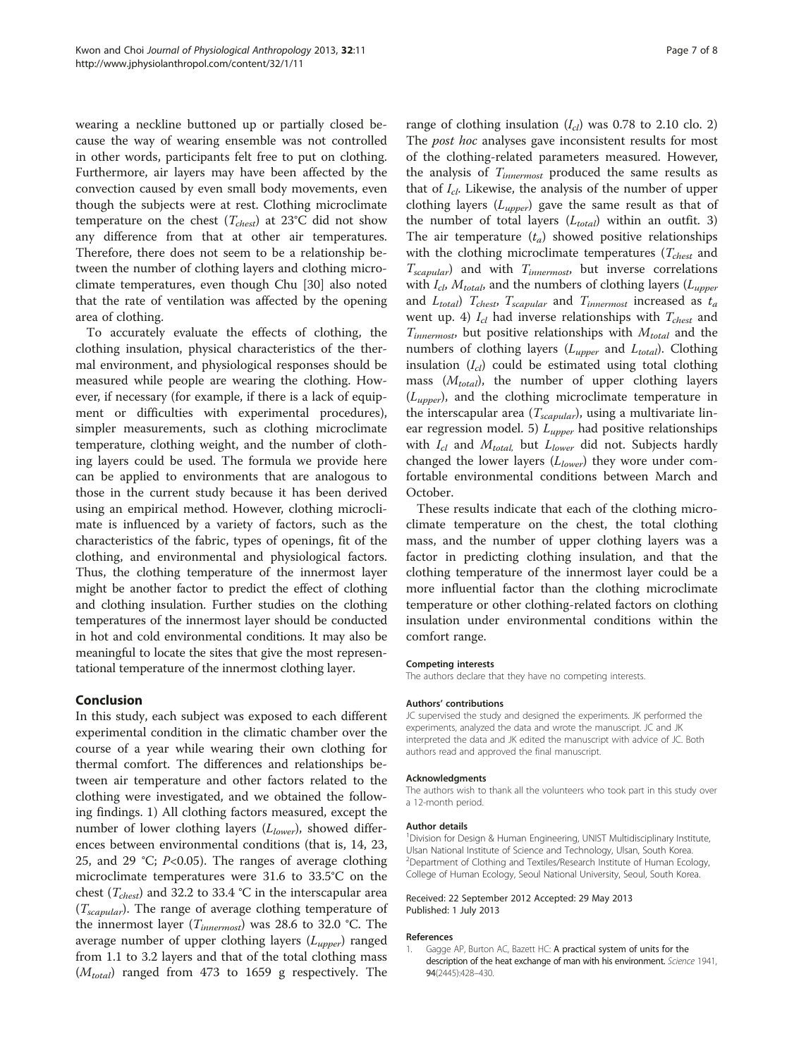wearing a neckline buttoned up or partially closed because the way of wearing ensemble was not controlled in other words, participants felt free to put on clothing. Furthermore, air layers may have been affected by the convection caused by even small body movements, even though the subjects were at rest. Clothing microclimate temperature on the chest ($T_{chest}$) at 23°C did not show any difference from that at other air temperatures. Therefore, there does not seem to be a relationship between the number of clothing layers and clothing microclimate temperatures, even though Chu [30] also noted that the rate of ventilation was affected by the opening area of clothing.

To accurately evaluate the effects of clothing, the clothing insulation, physical characteristics of the thermal environment, and physiological responses should be measured while people are wearing the clothing. However, if necessary (for example, if there is a lack of equipment or difficulties with experimental procedures), simpler measurements, such as clothing microclimate temperature, clothing weight, and the number of clothing layers could be used. The formula we provide here can be applied to environments that are analogous to those in the current study because it has been derived using an empirical method. However, clothing microclimate is influenced by a variety of factors, such as the characteristics of the fabric, types of openings, fit of the clothing, and environmental and physiological factors. Thus, the clothing temperature of the innermost layer might be another factor to predict the effect of clothing and clothing insulation. Further studies on the clothing temperatures of the innermost layer should be conducted in hot and cold environmental conditions. It may also be meaningful to locate the sites that give the most representational temperature of the innermost clothing layer.

## Conclusion

In this study, each subject was exposed to each different experimental condition in the climatic chamber over the course of a year while wearing their own clothing for thermal comfort. The differences and relationships between air temperature and other factors related to the clothing were investigated, and we obtained the following findings. 1) All clothing factors measured, except the number of lower clothing layers ($L_{lower}$), showed differences between environmental conditions (that is, 14, 23, 25, and 29 °C; $P<0.05$). The ranges of average clothing microclimate temperatures were 31.6 to 33.5°C on the chest ($T_{chest}$) and 32.2 to 33.4 °C in the interscapular area ($T_{scapular}$). The range of average clothing temperature of the innermost layer ($T_{innermost}$) was 28.6 to 32.0 °C. The average number of upper clothing layers ($L_{upper}$) ranged from 1.1 to 3.2 layers and that of the total clothing mass ($M_{total}$) ranged from 473 to 1659 g respectively. The range of clothing insulation ($I_{cl}$) was 0.78 to 2.10 clo. 2) The *post hoc* analyses gave inconsistent results for most of the clothing-related parameters measured. However, the analysis of $T_{innermost}$ produced the same results as that of $I_{cl}$. Likewise, the analysis of the number of upper clothing layers ($L_{upper}$) gave the same result as that of the number of total layers ($L_{total}$) within an outfit. 3) The air temperature ($t_a$) showed positive relationships with the clothing microclimate temperatures ($T_{chest}$ and $T_{scapular}$) and with $T_{innermost}$, but inverse correlations with $I_{cl}$, $M_{total}$, and the numbers of clothing layers ($L_{upper}$ and $L_{total}$) $T_{chest}$, $T_{scapular}$ and $T_{innermost}$ increased as $t_a$ went up. 4) $I_{cl}$ had inverse relationships with $T_{chest}$ and $T_{innermost}$, but positive relationships with $M_{total}$ and the numbers of clothing layers ($L_{upper}$ and $L_{total}$). Clothing insulation ($I_{cl}$) could be estimated using total clothing mass ($M_{total}$), the number of upper clothing layers ($L_{upper}$), and the clothing microclimate temperature in the interscapular area ($T_{scapular}$), using a multivariate linear regression model. 5) $L_{upper}$ had positive relationships with $I_{cl}$ and $M_{total}$, but $L_{lower}$ did not. Subjects hardly changed the lower layers ($L_{lower}$) they wore under comfortable environmental conditions between March and October.

These results indicate that each of the clothing microclimate temperature on the chest, the total clothing mass, and the number of upper clothing layers was a factor in predicting clothing insulation, and that the clothing temperature of the innermost layer could be a more influential factor than the clothing microclimate temperature or other clothing-related factors on clothing insulation under environmental conditions within the comfort range.

#### Competing interests

The authors declare that they have no competing interests.

#### Authors' contributions

JC supervised the study and designed the experiments. JK performed the experiments, analyzed the data and wrote the manuscript. JC and JK interpreted the data and JK edited the manuscript with advice of JC. Both authors read and approved the final manuscript.

#### Acknowledgments

The authors wish to thank all the volunteers who took part in this study over a 12-month period.

#### Author details

[1]Division for Design & Human Engineering, UNIST Multidisciplinary Institute, Ulsan National Institute of Science and Technology, Ulsan, South Korea. [2]Department of Clothing and Textiles/Research Institute of Human Ecology, College of Human Ecology, Seoul National University, Seoul, South Korea.

Received: 22 September 2012 Accepted: 29 May 2013
Published: 1 July 2013

#### References

1. Gagge AP, Burton AC, Bazett HC: A practical system of units for the description of the heat exchange of man with his environment. *Science* 1941, **94**(2445):428–430.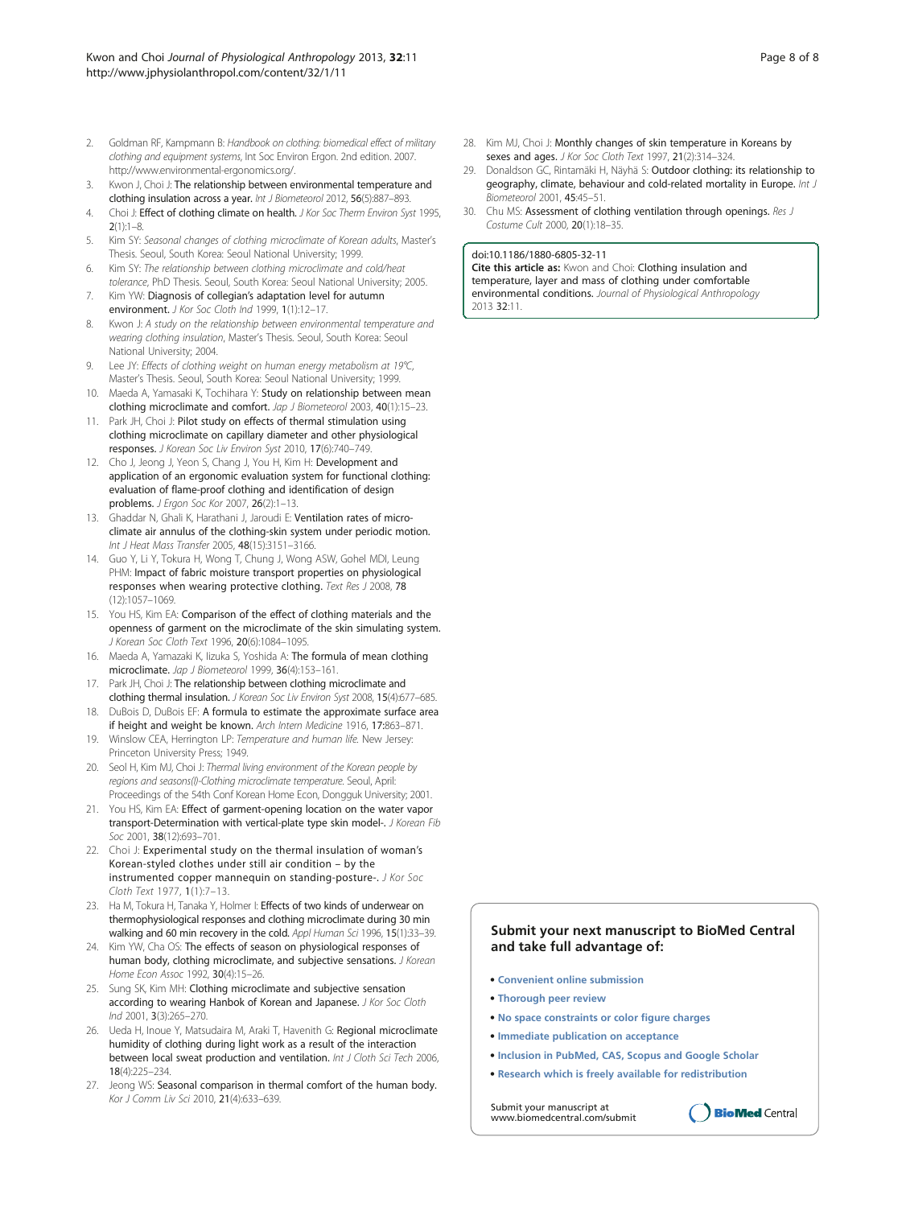2. Goldman RF, Kampmann B: *Handbook on clothing: biomedical effect of military clothing and equipment systems*, Int Soc Environ Ergon. 2nd edition. 2007. http://www.environmental-ergonomics.org/.
3. Kwon J, Choi J: **The relationship between environmental temperature and clothing insulation across a year.** *Int J Biometeorol* 2012, **56**(5):887–893.
4. Choi J: **Effect of clothing climate on health.** *J Kor Soc Therm Environ Syst* 1995, **2**(1):1–8.
5. Kim SY: *Seasonal changes of clothing microclimate of Korean adults*, Master's Thesis. Seoul, South Korea: Seoul National University; 1999.
6. Kim SY: *The relationship between clothing microclimate and cold/heat tolerance*, PhD Thesis. Seoul, South Korea: Seoul National University; 2005.
7. Kim YW: **Diagnosis of collegian's adaptation level for autumn environment.** *J Kor Soc Cloth Ind* 1999, **1**(1):12–17.
8. Kwon J: *A study on the relationship between environmental temperature and wearing clothing insulation*, Master's Thesis. Seoul, South Korea: Seoul National University; 2004.
9. Lee JY: *Effects of clothing weight on human energy metabolism at 19℃*, Master's Thesis. Seoul, South Korea: Seoul National University; 1999.
10. Maeda A, Yamasaki K, Tochihara Y: **Study on relationship between mean clothing microclimate and comfort.** *Jap J Biometeorol* 2003, **40**(1):15–23.
11. Park JH, Choi J: **Pilot study on effects of thermal stimulation using clothing microclimate on capillary diameter and other physiological responses.** *J Korean Soc Liv Environ Syst* 2010, **17**(6):740–749.
12. Cho J, Jeong J, Yeon S, Chang J, You H, Kim H: **Development and application of an ergonomic evaluation system for functional clothing: evaluation of flame-proof clothing and identification of design problems.** *J Ergon Soc Kor* 2007, **26**(2):1–13.
13. Ghaddar N, Ghali K, Harathani J, Jaroudi E: **Ventilation rates of micro-climate air annulus of the clothing-skin system under periodic motion.** *Int J Heat Mass Transfer* 2005, **48**(15):3151–3166.
14. Guo Y, Li Y, Tokura H, Wong T, Chung J, Wong ASW, Gohel MDI, Leung PHM: **Impact of fabric moisture transport properties on physiological responses when wearing protective clothing.** *Text Res J* 2008, **78**(12):1057–1069.
15. You HS, Kim EA: **Comparison of the effect of clothing materials and the openness of garment on the microclimate of the skin simulating system.** *J Korean Soc Cloth Text* 1996, **20**(6):1084–1095.
16. Maeda A, Yamazaki K, Iizuka S, Yoshida A: **The formula of mean clothing microclimate.** *Jap J Biometeorol* 1999, **36**(4):153–161.
17. Park JH, Choi J: **The relationship between clothing microclimate and clothing thermal insulation.** *J Korean Soc Liv Environ Syst* 2008, **15**(4):677–685.
18. DuBois D, DuBois EF: **A formula to estimate the approximate surface area if height and weight be known.** *Arch Intern Medicine* 1916, **17**:863–871.
19. Winslow CEA, Herrington LP: *Temperature and human life*. New Jersey: Princeton University Press; 1949.
20. Seol H, Kim MJ, Choi J: *Thermal living environment of the Korean people by regions and seasons(I)-Clothing microclimate temperature*. Seoul, April: Proceedings of the 54th Conf Korean Home Econ, Dongguk University; 2001.
21. You HS, Kim EA: **Effect of garment-opening location on the water vapor transport-Determination with vertical-plate type skin model-.** *J Korean Fib Soc* 2001, **38**(12):693–701.
22. Choi J: **Experimental study on the thermal insulation of woman's Korean-styled clothes under still air condition – by the instrumented copper mannequin on standing-posture-.** *J Kor Soc Cloth Text* 1977, **1**(1):7–13.
23. Ha M, Tokura H, Tanaka Y, Holmer I: **Effects of two kinds of underwear on thermophysiological responses and clothing microclimate during 30 min walking and 60 min recovery in the cold.** *Appl Human Sci* 1996, **15**(1):33–39.
24. Kim YW, Cha OS: **The effects of season on physiological responses of human body, clothing microclimate, and subjective sensations.** *J Korean Home Econ Assoc* 1992, **30**(4):15–26.
25. Sung SK, Kim MH: **Clothing microclimate and subjective sensation according to wearing Hanbok of Korean and Japanese.** *J Kor Soc Cloth Ind* 2001, **3**(3):265–270.
26. Ueda H, Inoue Y, Matsudaira M, Araki T, Havenith G: **Regional microclimate humidity of clothing during light work as a result of the interaction between local sweat production and ventilation.** *Int J Cloth Sci Tech* 2006, **18**(4):225–234.
27. Jeong WS: **Seasonal comparison in thermal comfort of the human body.** *Kor J Comm Liv Sci* 2010, **21**(4):633–639.
28. Kim MJ, Choi J: **Monthly changes of skin temperature in Koreans by sexes and ages.** *J Kor Soc Cloth Text* 1997, **21**(2):314–324.
29. Donaldson GC, Rintamäki H, Näyhä S: **Outdoor clothing: its relationship to geography, climate, behaviour and cold-related mortality in Europe.** *Int J Biometeorol* 2001, **45**:45–51.
30. Chu MS: **Assessment of clothing ventilation through openings.** *Res J Costume Cult* 2000, **20**(1):18–35.

doi:10.1186/1880-6805-32-11
**Cite this article as:** Kwon and Choi: Clothing insulation and temperature, layer and mass of clothing under comfortable environmental conditions. *Journal of Physiological Anthropology* 2013 **32**:11.

**Submit your next manuscript to BioMed Central and take full advantage of:**

- Convenient online submission
- Thorough peer review
- No space constraints or color figure charges
- Immediate publication on acceptance
- Inclusion in PubMed, CAS, Scopus and Google Scholar
- Research which is freely available for redistribution

Submit your manuscript at www.biomedcentral.com/submit

BioMed Central